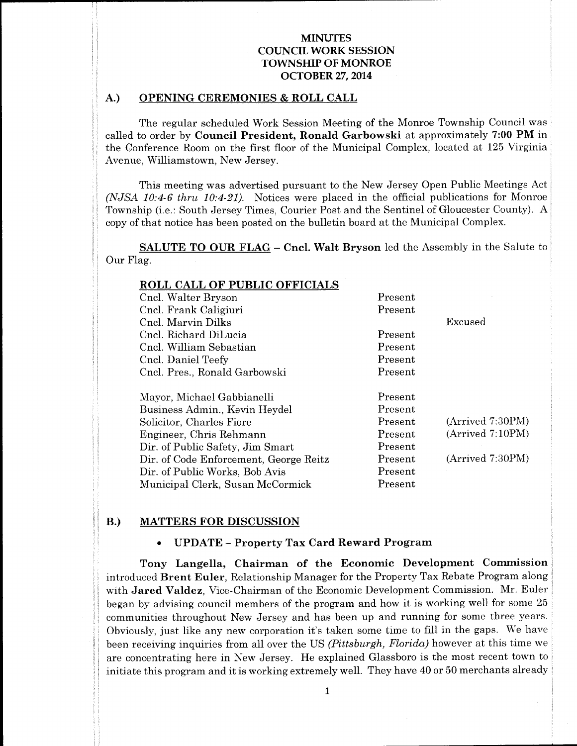# MINUTES
# COUNCIL WORK SESSION
# TOWNSHIP OF MONROE
# OCTOBER 27, 2014

## A.) OPENING CEREMONIES & ROLL CALL

The regular scheduled Work Session Meeting of the Monroe Township Council was called to order by **Council President, Ronald Garbowski** at approximately **7:00 PM** in the Conference Room on the first floor of the Municipal Complex, located at 125 Virginia Avenue, Williamstown, New Jersey.

This meeting was advertised pursuant to the New Jersey Open Public Meetings Act *(NJSA 10:4-6 thru 10:4-21)*. Notices were placed in the official publications for Monroe Township (i.e.: South Jersey Times, Courier Post and the Sentinel of Gloucester County). A copy of that notice has been posted on the bulletin board at the Municipal Complex.

**SALUTE TO OUR FLAG** – **Cncl. Walt Bryson** led the Assembly in the Salute to Our Flag.

**ROLL CALL OF PUBLIC OFFICIALS**

| | | |
|---|---|---|
| Cncl. Walter Bryson | Present | |
| Cncl. Frank Caligiuri | Present | |
| Cncl. Marvin Dilks | | Excused |
| Cncl. Richard DiLucia | Present | |
| Cncl. William Sebastian | Present | |
| Cncl. Daniel Teefy | Present | |
| Cncl. Pres., Ronald Garbowski | Present | |
| Mayor, Michael Gabbianelli | Present | |
| Business Admin., Kevin Heydel | Present | |
| Solicitor, Charles Fiore | Present | (Arrived 7:30PM) |
| Engineer, Chris Rehmann | Present | (Arrived 7:10PM) |
| Dir. of Public Safety, Jim Smart | Present | |
| Dir. of Code Enforcement, George Reitz | Present | (Arrived 7:30PM) |
| Dir. of Public Works, Bob Avis | Present | |
| Municipal Clerk, Susan McCormick | Present | |

## B.) MATTERS FOR DISCUSSION

- **UPDATE – Property Tax Card Reward Program**

**Tony Langella, Chairman of the Economic Development Commission** introduced **Brent Euler**, Relationship Manager for the Property Tax Rebate Program along with **Jared Valdez**, Vice-Chairman of the Economic Development Commission. Mr. Euler began by advising council members of the program and how it is working well for some 25 communities throughout New Jersey and has been up and running for some three years. Obviously, just like any new corporation it's taken some time to fill in the gaps. We have been receiving inquiries from all over the US *(Pittsburgh, Florida)* however at this time we are concentrating here in New Jersey. He explained Glassboro is the most recent town to initiate this program and it is working extremely well. They have 40 or 50 merchants already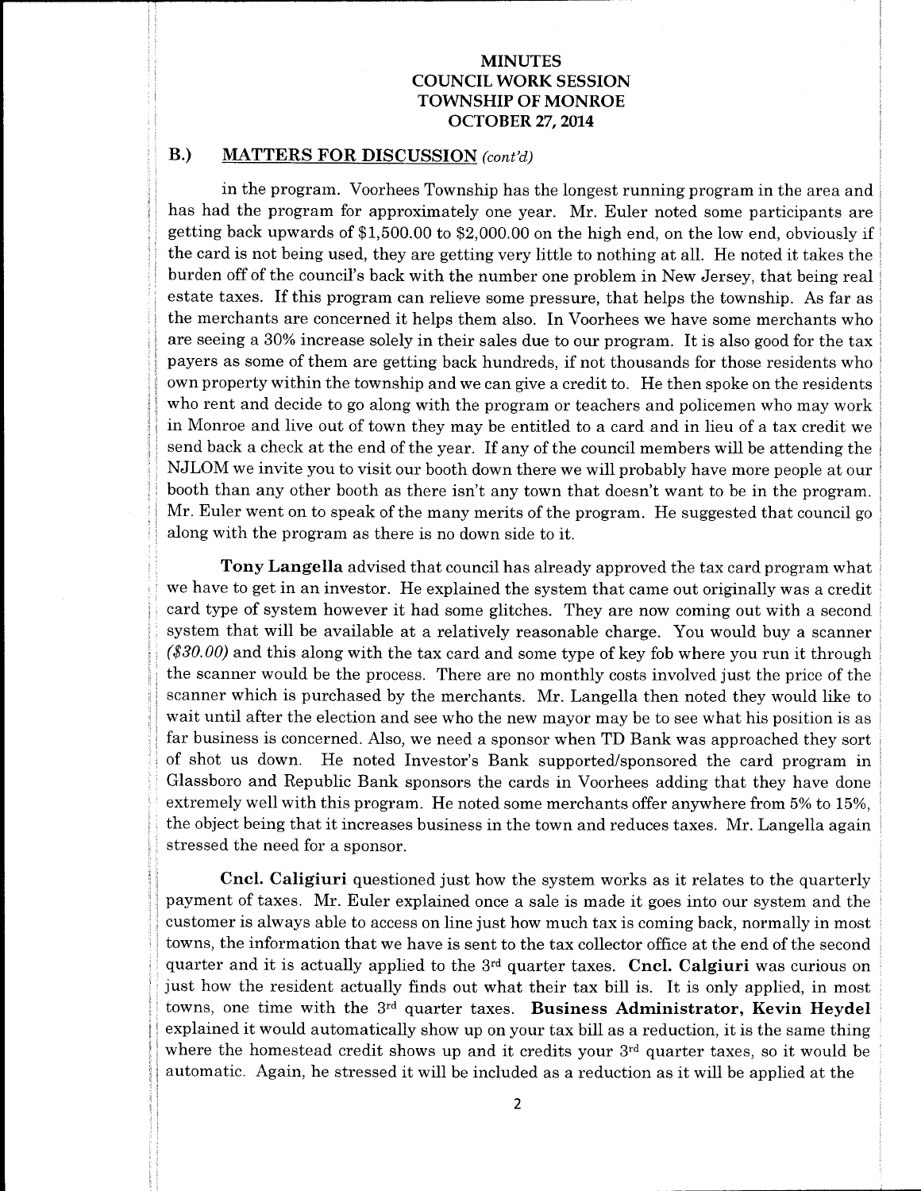# MINUTES
# COUNCIL WORK SESSION
# TOWNSHIP OF MONROE
# OCTOBER 27, 2014

## B.) MATTERS FOR DISCUSSION *(cont'd)*

in the program. Voorhees Township has the longest running program in the area and has had the program for approximately one year. Mr. Euler noted some participants are getting back upwards of $1,500.00 to $2,000.00 on the high end, on the low end, obviously if the card is not being used, they are getting very little to nothing at all. He noted it takes the burden off of the council's back with the number one problem in New Jersey, that being real estate taxes. If this program can relieve some pressure, that helps the township. As far as the merchants are concerned it helps them also. In Voorhees we have some merchants who are seeing a 30% increase solely in their sales due to our program. It is also good for the tax payers as some of them are getting back hundreds, if not thousands for those residents who own property within the township and we can give a credit to. He then spoke on the residents who rent and decide to go along with the program or teachers and policemen who may work in Monroe and live out of town they may be entitled to a card and in lieu of a tax credit we send back a check at the end of the year. If any of the council members will be attending the NJLOM we invite you to visit our booth down there we will probably have more people at our booth than any other booth as there isn't any town that doesn't want to be in the program. Mr. Euler went on to speak of the many merits of the program. He suggested that council go along with the program as there is no down side to it.

**Tony Langella** advised that council has already approved the tax card program what we have to get in an investor. He explained the system that came out originally was a credit card type of system however it had some glitches. They are now coming out with a second system that will be available at a relatively reasonable charge. You would buy a scanner *($30.00)* and this along with the tax card and some type of key fob where you run it through the scanner would be the process. There are no monthly costs involved just the price of the scanner which is purchased by the merchants. Mr. Langella then noted they would like to wait until after the election and see who the new mayor may be to see what his position is as far business is concerned. Also, we need a sponsor when TD Bank was approached they sort of shot us down. He noted Investor's Bank supported/sponsored the card program in Glassboro and Republic Bank sponsors the cards in Voorhees adding that they have done extremely well with this program. He noted some merchants offer anywhere from 5% to 15%, the object being that it increases business in the town and reduces taxes. Mr. Langella again stressed the need for a sponsor.

**Cncl. Caligiuri** questioned just how the system works as it relates to the quarterly payment of taxes. Mr. Euler explained once a sale is made it goes into our system and the customer is always able to access on line just how much tax is coming back, normally in most towns, the information that we have is sent to the tax collector office at the end of the second quarter and it is actually applied to the 3rd quarter taxes. **Cncl. Calgiuri** was curious on just how the resident actually finds out what their tax bill is. It is only applied, in most towns, one time with the 3rd quarter taxes. **Business Administrator, Kevin Heydel** explained it would automatically show up on your tax bill as a reduction, it is the same thing where the homestead credit shows up and it credits your 3rd quarter taxes, so it would be automatic. Again, he stressed it will be included as a reduction as it will be applied at the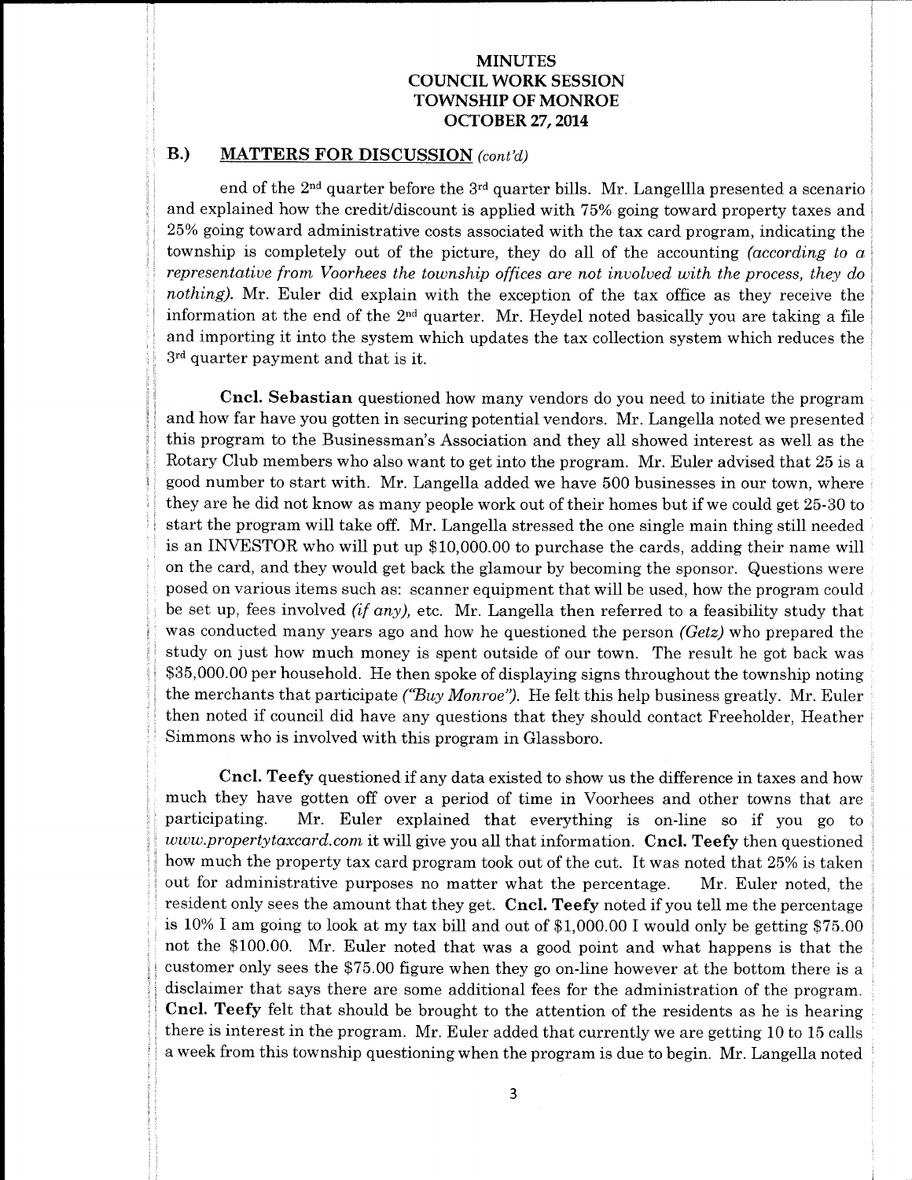# MINUTES
# COUNCIL WORK SESSION
# TOWNSHIP OF MONROE
# OCTOBER 27, 2014

## B.) MATTERS FOR DISCUSSION *(cont'd)*

end of the 2nd quarter before the 3rd quarter bills. Mr. Langellla presented a scenario and explained how the credit/discount is applied with 75% going toward property taxes and 25% going toward administrative costs associated with the tax card program, indicating the township is completely out of the picture, they do all of the accounting *(according to a representative from Voorhees the township offices are not involved with the process, they do nothing).* Mr. Euler did explain with the exception of the tax office as they receive the information at the end of the 2nd quarter. Mr. Heydel noted basically you are taking a file and importing it into the system which updates the tax collection system which reduces the 3rd quarter payment and that is it.

**Cncl. Sebastian** questioned how many vendors do you need to initiate the program and how far have you gotten in securing potential vendors. Mr. Langella noted we presented this program to the Businessman's Association and they all showed interest as well as the Rotary Club members who also want to get into the program. Mr. Euler advised that 25 is a good number to start with. Mr. Langella added we have 500 businesses in our town, where they are he did not know as many people work out of their homes but if we could get 25-30 to start the program will take off. Mr. Langella stressed the one single main thing still needed is an INVESTOR who will put up $10,000.00 to purchase the cards, adding their name will on the card, and they would get back the glamour by becoming the sponsor. Questions were posed on various items such as: scanner equipment that will be used, how the program could be set up, fees involved *(if any)*, etc. Mr. Langella then referred to a feasibility study that was conducted many years ago and how he questioned the person *(Getz)* who prepared the study on just how much money is spent outside of our town. The result he got back was $35,000.00 per household. He then spoke of displaying signs throughout the township noting the merchants that participate *("Buy Monroe")*. He felt this help business greatly. Mr. Euler then noted if council did have any questions that they should contact Freeholder, Heather Simmons who is involved with this program in Glassboro.

**Cncl. Teefy** questioned if any data existed to show us the difference in taxes and how much they have gotten off over a period of time in Voorhees and other towns that are participating. Mr. Euler explained that everything is on-line so if you go to *www.propertytaxcard.com* it will give you all that information. **Cncl. Teefy** then questioned how much the property tax card program took out of the cut. It was noted that 25% is taken out for administrative purposes no matter what the percentage. Mr. Euler noted, the resident only sees the amount that they get. **Cncl. Teefy** noted if you tell me the percentage is 10% I am going to look at my tax bill and out of $1,000.00 I would only be getting $75.00 not the $100.00. Mr. Euler noted that was a good point and what happens is that the customer only sees the $75.00 figure when they go on-line however at the bottom there is a disclaimer that says there are some additional fees for the administration of the program. **Cncl. Teefy** felt that should be brought to the attention of the residents as he is hearing there is interest in the program. Mr. Euler added that currently we are getting 10 to 15 calls a week from this township questioning when the program is due to begin. Mr. Langella noted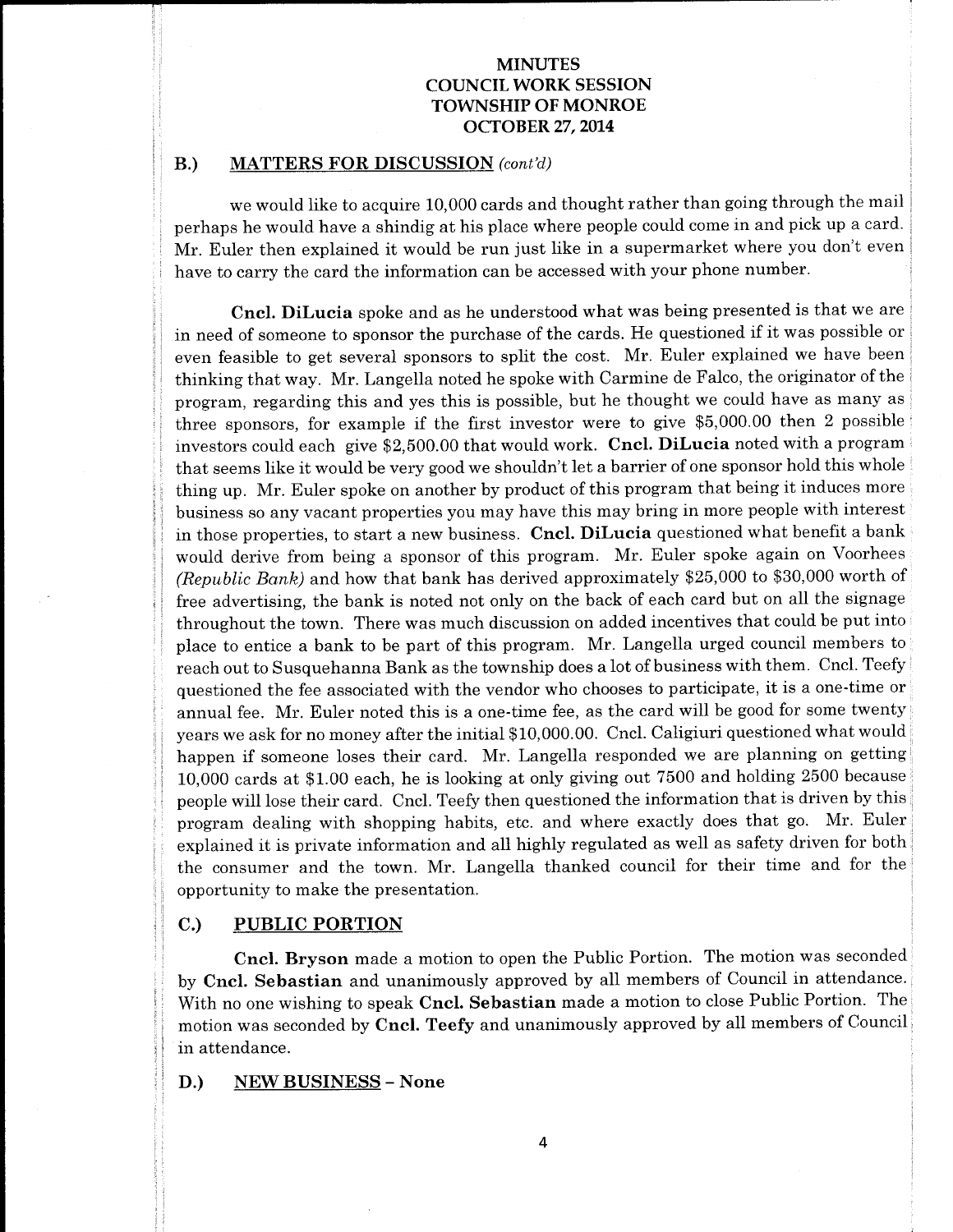# MINUTES
## COUNCIL WORK SESSION
## TOWNSHIP OF MONROE
## OCTOBER 27, 2014

### B.) MATTERS FOR DISCUSSION *(cont'd)*

we would like to acquire 10,000 cards and thought rather than going through the mail perhaps he would have a shindig at his place where people could come in and pick up a card. Mr. Euler then explained it would be run just like in a supermarket where you don't even have to carry the card the information can be accessed with your phone number.

**Cncl. DiLucia** spoke and as he understood what was being presented is that we are in need of someone to sponsor the purchase of the cards. He questioned if it was possible or even feasible to get several sponsors to split the cost. Mr. Euler explained we have been thinking that way. Mr. Langella noted he spoke with Carmine de Falco, the originator of the program, regarding this and yes this is possible, but he thought we could have as many as three sponsors, for example if the first investor were to give \$5,000.00 then 2 possible investors could each give \$2,500.00 that would work. **Cncl. DiLucia** noted with a program that seems like it would be very good we shouldn't let a barrier of one sponsor hold this whole thing up. Mr. Euler spoke on another by product of this program that being it induces more business so any vacant properties you may have this may bring in more people with interest in those properties, to start a new business. **Cncl. DiLucia** questioned what benefit a bank would derive from being a sponsor of this program. Mr. Euler spoke again on Voorhees *(Republic Bank)* and how that bank has derived approximately \$25,000 to \$30,000 worth of free advertising, the bank is noted not only on the back of each card but on all the signage throughout the town. There was much discussion on added incentives that could be put into place to entice a bank to be part of this program. Mr. Langella urged council members to reach out to Susquehanna Bank as the township does a lot of business with them. Cncl. Teefy questioned the fee associated with the vendor who chooses to participate, it is a one-time or annual fee. Mr. Euler noted this is a one-time fee, as the card will be good for some twenty years we ask for no money after the initial \$10,000.00. Cncl. Caligiuri questioned what would happen if someone loses their card. Mr. Langella responded we are planning on getting 10,000 cards at \$1.00 each, he is looking at only giving out 7500 and holding 2500 because people will lose their card. Cncl. Teefy then questioned the information that is driven by this program dealing with shopping habits, etc. and where exactly does that go. Mr. Euler explained it is private information and all highly regulated as well as safety driven for both the consumer and the town. Mr. Langella thanked council for their time and for the opportunity to make the presentation.

### C.) PUBLIC PORTION

**Cncl. Bryson** made a motion to open the Public Portion. The motion was seconded by **Cncl. Sebastian** and unanimously approved by all members of Council in attendance. With no one wishing to speak **Cncl. Sebastian** made a motion to close Public Portion. The motion was seconded by **Cncl. Teefy** and unanimously approved by all members of Council in attendance.

### D.) NEW BUSINESS – None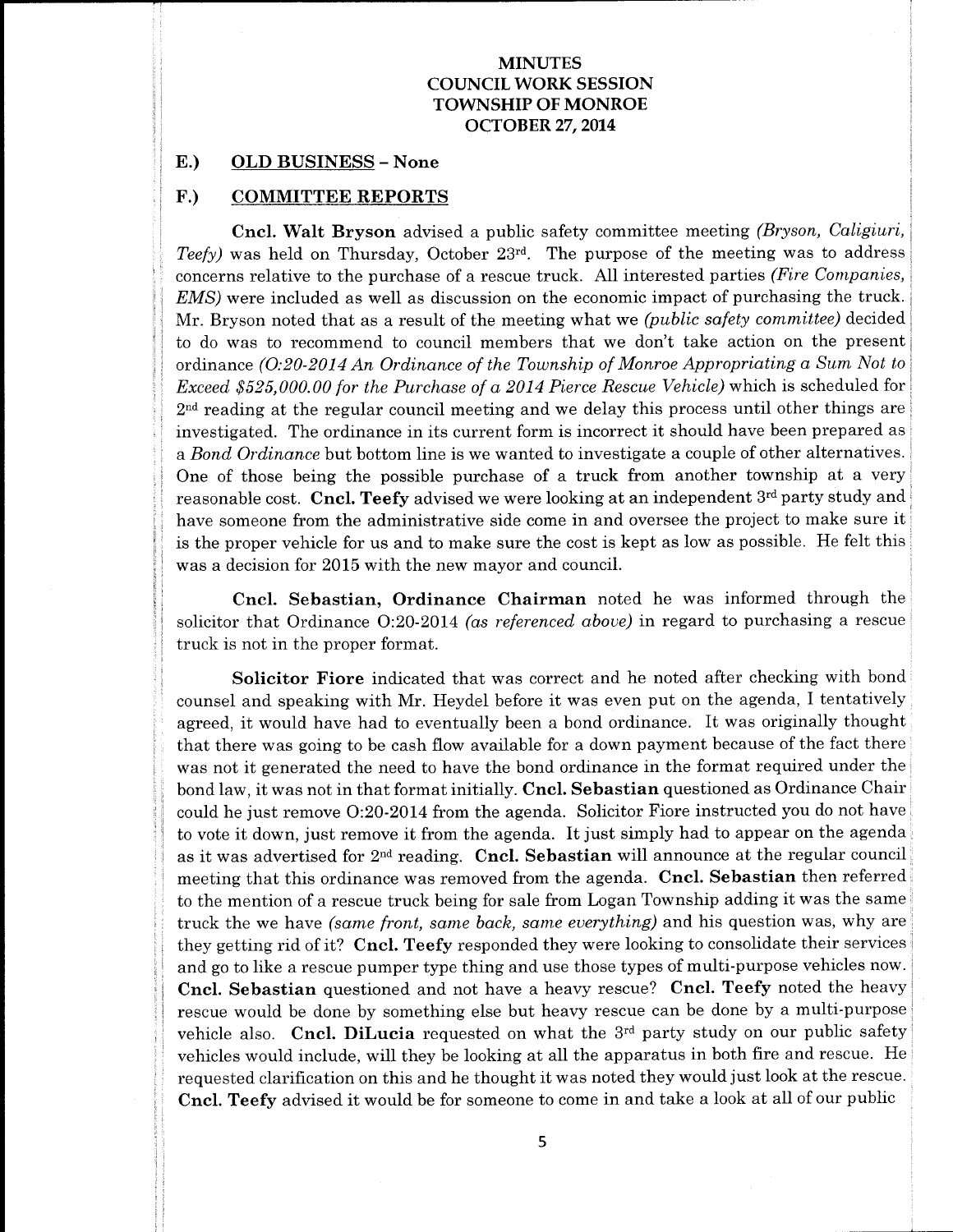**MINUTES**
**COUNCIL WORK SESSION**
**TOWNSHIP OF MONROE**
**OCTOBER 27, 2014**

## E.) OLD BUSINESS – None

## F.) COMMITTEE REPORTS

**Cncl. Walt Bryson** advised a public safety committee meeting *(Bryson, Caligiuri, Teefy)* was held on Thursday, October 23rd. The purpose of the meeting was to address concerns relative to the purchase of a rescue truck. All interested parties *(Fire Companies, EMS)* were included as well as discussion on the economic impact of purchasing the truck. Mr. Bryson noted that as a result of the meeting what we *(public safety committee)* decided to do was to recommend to council members that we don't take action on the present ordinance *(O:20-2014 An Ordinance of the Township of Monroe Appropriating a Sum Not to Exceed $525,000.00 for the Purchase of a 2014 Pierce Rescue Vehicle)* which is scheduled for 2nd reading at the regular council meeting and we delay this process until other things are investigated. The ordinance in its current form is incorrect it should have been prepared as a *Bond Ordinance* but bottom line is we wanted to investigate a couple of other alternatives. One of those being the possible purchase of a truck from another township at a very reasonable cost. **Cncl. Teefy** advised we were looking at an independent 3rd party study and have someone from the administrative side come in and oversee the project to make sure it is the proper vehicle for us and to make sure the cost is kept as low as possible. He felt this was a decision for 2015 with the new mayor and council.

**Cncl. Sebastian, Ordinance Chairman** noted he was informed through the solicitor that Ordinance O:20-2014 *(as referenced above)* in regard to purchasing a rescue truck is not in the proper format.

**Solicitor Fiore** indicated that was correct and he noted after checking with bond counsel and speaking with Mr. Heydel before it was even put on the agenda, I tentatively agreed, it would have had to eventually been a bond ordinance. It was originally thought that there was going to be cash flow available for a down payment because of the fact there was not it generated the need to have the bond ordinance in the format required under the bond law, it was not in that format initially. **Cncl. Sebastian** questioned as Ordinance Chair could he just remove O:20-2014 from the agenda. Solicitor Fiore instructed you do not have to vote it down, just remove it from the agenda. It just simply had to appear on the agenda as it was advertised for 2nd reading. **Cncl. Sebastian** will announce at the regular council meeting that this ordinance was removed from the agenda. **Cncl. Sebastian** then referred to the mention of a rescue truck being for sale from Logan Township adding it was the same truck the we have *(same front, same back, same everything)* and his question was, why are they getting rid of it? **Cncl. Teefy** responded they were looking to consolidate their services and go to like a rescue pumper type thing and use those types of multi-purpose vehicles now. **Cncl. Sebastian** questioned and not have a heavy rescue? **Cncl. Teefy** noted the heavy rescue would be done by something else but heavy rescue can be done by a multi-purpose vehicle also. **Cncl. DiLucia** requested on what the 3rd party study on our public safety vehicles would include, will they be looking at all the apparatus in both fire and rescue. He requested clarification on this and he thought it was noted they would just look at the rescue. **Cncl. Teefy** advised it would be for someone to come in and take a look at all of our public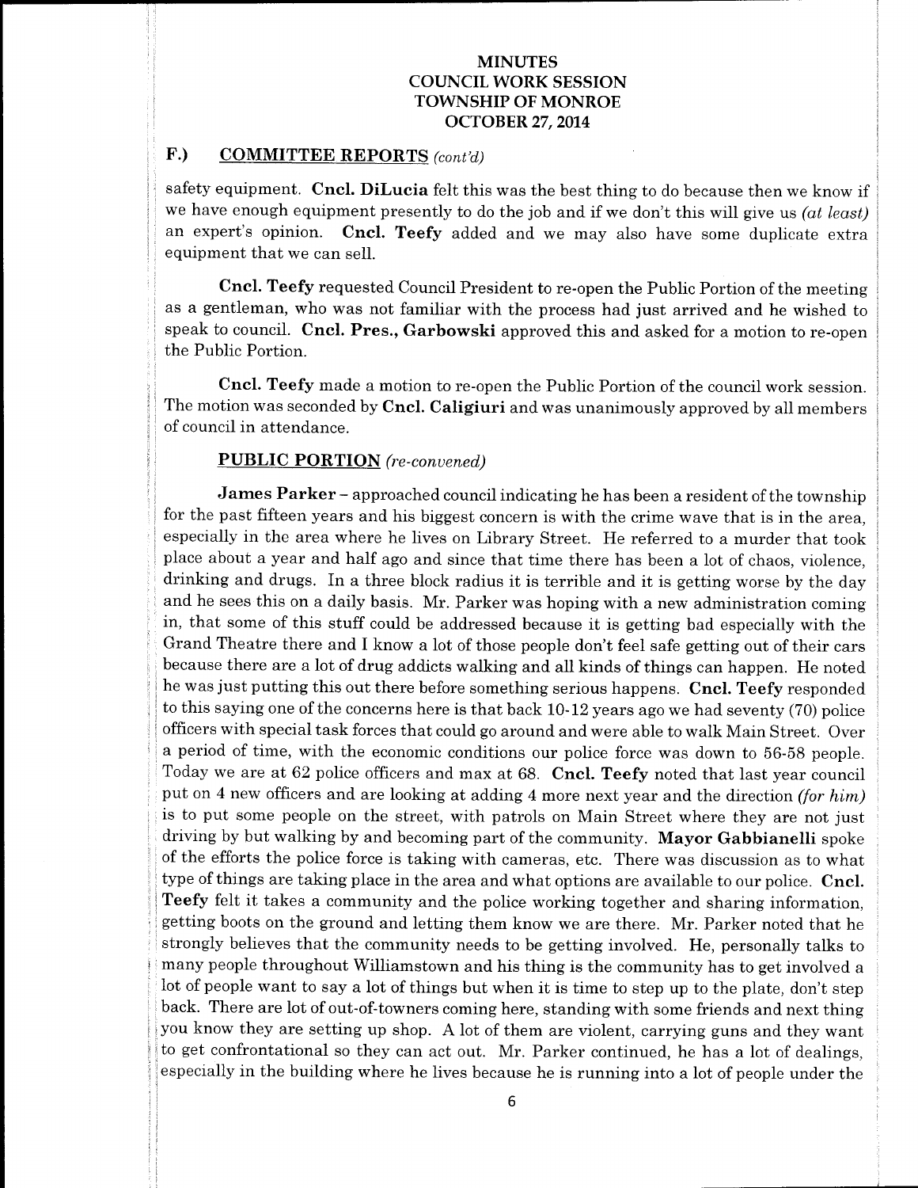# MINUTES
# COUNCIL WORK SESSION
# TOWNSHIP OF MONROE
# OCTOBER 27, 2014

## F.) COMMITTEE REPORTS *(cont'd)*

safety equipment. **Cncl. DiLucia** felt this was the best thing to do because then we know if we have enough equipment presently to do the job and if we don't this will give us *(at least)* an expert's opinion. **Cncl. Teefy** added and we may also have some duplicate extra equipment that we can sell.

**Cncl. Teefy** requested Council President to re-open the Public Portion of the meeting as a gentleman, who was not familiar with the process had just arrived and he wished to speak to council. **Cncl. Pres., Garbowski** approved this and asked for a motion to re-open the Public Portion.

**Cncl. Teefy** made a motion to re-open the Public Portion of the council work session. The motion was seconded by **Cncl. Caligiuri** and was unanimously approved by all members of council in attendance.

### PUBLIC PORTION *(re-convened)*

**James Parker** – approached council indicating he has been a resident of the township for the past fifteen years and his biggest concern is with the crime wave that is in the area, especially in the area where he lives on Library Street. He referred to a murder that took place about a year and half ago and since that time there has been a lot of chaos, violence, drinking and drugs. In a three block radius it is terrible and it is getting worse by the day and he sees this on a daily basis. Mr. Parker was hoping with a new administration coming in, that some of this stuff could be addressed because it is getting bad especially with the Grand Theatre there and I know a lot of those people don't feel safe getting out of their cars because there are a lot of drug addicts walking and all kinds of things can happen. He noted he was just putting this out there before something serious happens. **Cncl. Teefy** responded to this saying one of the concerns here is that back 10-12 years ago we had seventy (70) police officers with special task forces that could go around and were able to walk Main Street. Over a period of time, with the economic conditions our police force was down to 56-58 people. Today we are at 62 police officers and max at 68. **Cncl. Teefy** noted that last year council put on 4 new officers and are looking at adding 4 more next year and the direction *(for him)* is to put some people on the street, with patrols on Main Street where they are not just driving by but walking by and becoming part of the community. **Mayor Gabbianelli** spoke of the efforts the police force is taking with cameras, etc. There was discussion as to what type of things are taking place in the area and what options are available to our police. **Cncl. Teefy** felt it takes a community and the police working together and sharing information, getting boots on the ground and letting them know we are there. Mr. Parker noted that he strongly believes that the community needs to be getting involved. He, personally talks to many people throughout Williamstown and his thing is the community has to get involved a lot of people want to say a lot of things but when it is time to step up to the plate, don't step back. There are lot of out-of-towners coming here, standing with some friends and next thing you know they are setting up shop. A lot of them are violent, carrying guns and they want to get confrontational so they can act out. Mr. Parker continued, he has a lot of dealings, especially in the building where he lives because he is running into a lot of people under the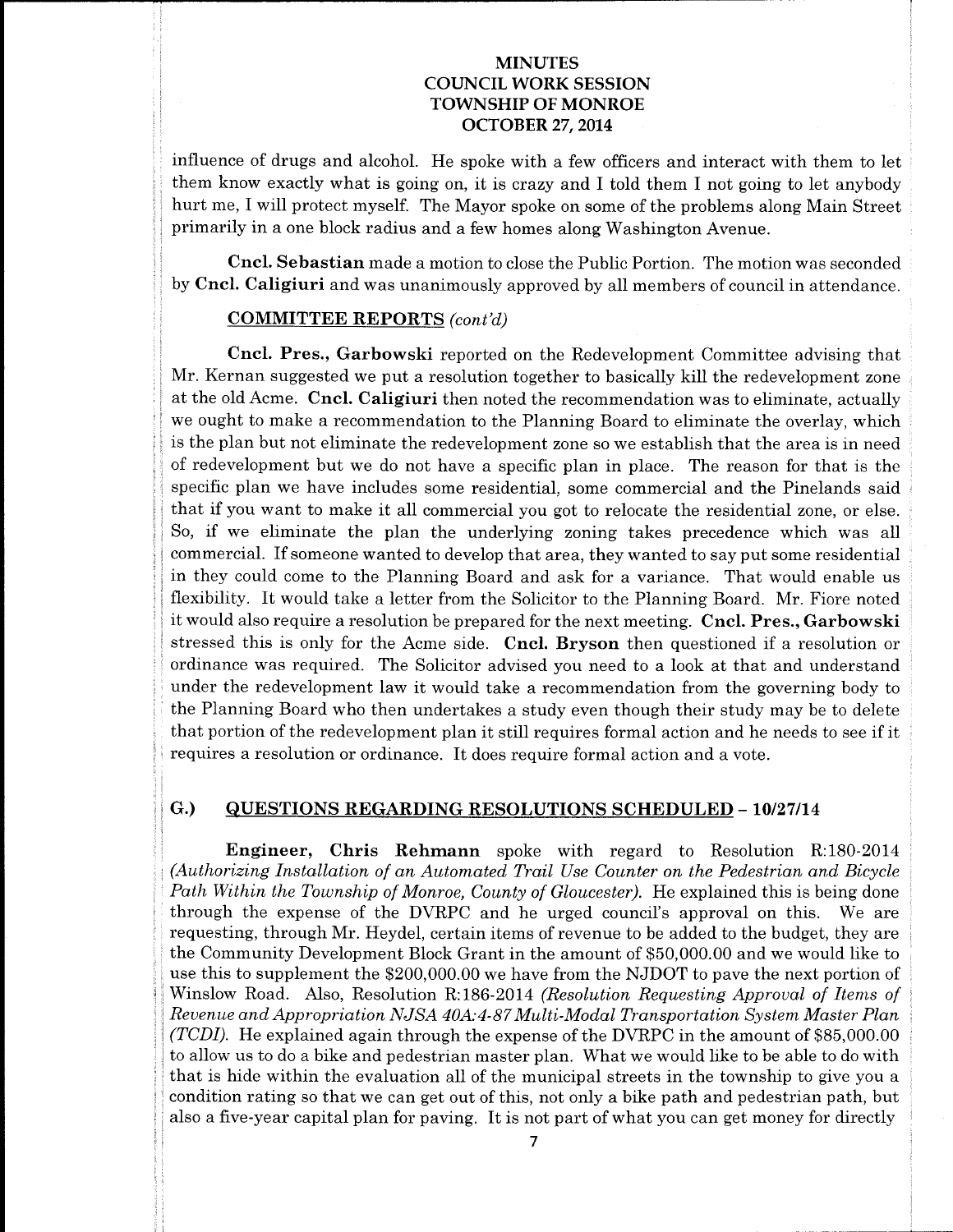influence of drugs and alcohol. He spoke with a few officers and interact with them to let them know exactly what is going on, it is crazy and I told them I not going to let anybody hurt me, I will protect myself. The Mayor spoke on some of the problems along Main Street primarily in a one block radius and a few homes along Washington Avenue.

**Cncl. Sebastian** made a motion to close the Public Portion. The motion was seconded by **Cncl. Caligiuri** and was unanimously approved by all members of council in attendance.

**COMMITTEE REPORTS** *(cont'd)*

**Cncl. Pres., Garbowski** reported on the Redevelopment Committee advising that Mr. Kernan suggested we put a resolution together to basically kill the redevelopment zone at the old Acme. **Cncl. Caligiuri** then noted the recommendation was to eliminate, actually we ought to make a recommendation to the Planning Board to eliminate the overlay, which is the plan but not eliminate the redevelopment zone so we establish that the area is in need of redevelopment but we do not have a specific plan in place. The reason for that is the specific plan we have includes some residential, some commercial and the Pinelands said that if you want to make it all commercial you got to relocate the residential zone, or else. So, if we eliminate the plan the underlying zoning takes precedence which was all commercial. If someone wanted to develop that area, they wanted to say put some residential in they could come to the Planning Board and ask for a variance. That would enable us flexibility. It would take a letter from the Solicitor to the Planning Board. Mr. Fiore noted it would also require a resolution be prepared for the next meeting. **Cncl. Pres., Garbowski** stressed this is only for the Acme side. **Cncl. Bryson** then questioned if a resolution or ordinance was required. The Solicitor advised you need to a look at that and understand under the redevelopment law it would take a recommendation from the governing body to the Planning Board who then undertakes a study even though their study may be to delete that portion of the redevelopment plan it still requires formal action and he needs to see if it requires a resolution or ordinance. It does require formal action and a vote.

## G.) QUESTIONS REGARDING RESOLUTIONS SCHEDULED – 10/27/14

**Engineer, Chris Rehmann** spoke with regard to Resolution R:180-2014 *(Authorizing Installation of an Automated Trail Use Counter on the Pedestrian and Bicycle Path Within the Township of Monroe, County of Gloucester)*. He explained this is being done through the expense of the DVRPC and he urged council's approval on this. We are requesting, through Mr. Heydel, certain items of revenue to be added to the budget, they are the Community Development Block Grant in the amount of $50,000.00 and we would like to use this to supplement the $200,000.00 we have from the NJDOT to pave the next portion of Winslow Road. Also, Resolution R:186-2014 *(Resolution Requesting Approval of Items of Revenue and Appropriation NJSA 40A:4-87 Multi-Modal Transportation System Master Plan (TCDI)*. He explained again through the expense of the DVRPC in the amount of $85,000.00 to allow us to do a bike and pedestrian master plan. What we would like to be able to do with that is hide within the evaluation all of the municipal streets in the township to give you a condition rating so that we can get out of this, not only a bike path and pedestrian path, but also a five-year capital plan for paving. It is not part of what you can get money for directly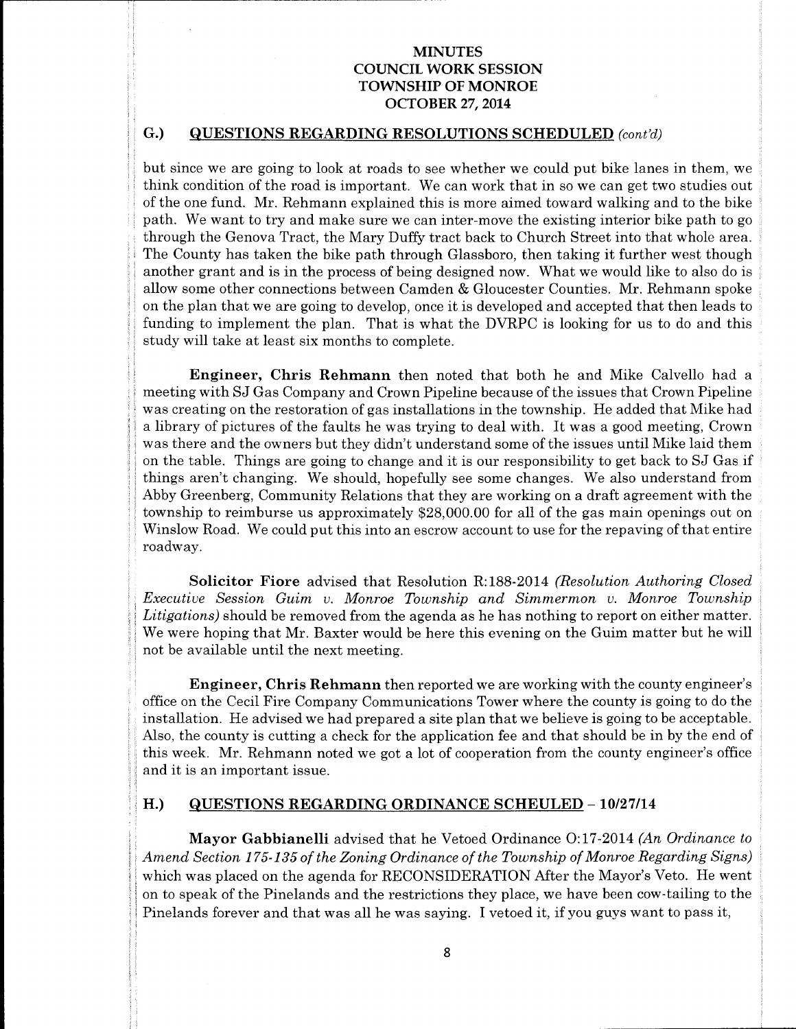## G.) QUESTIONS REGARDING RESOLUTIONS SCHEDULED *(cont'd)*

but since we are going to look at roads to see whether we could put bike lanes in them, we think condition of the road is important. We can work that in so we can get two studies out of the one fund. Mr. Rehmann explained this is more aimed toward walking and to the bike path. We want to try and make sure we can inter-move the existing interior bike path to go through the Genova Tract, the Mary Duffy tract back to Church Street into that whole area. The County has taken the bike path through Glassboro, then taking it further west though another grant and is in the process of being designed now. What we would like to also do is allow some other connections between Camden & Gloucester Counties. Mr. Rehmann spoke on the plan that we are going to develop, once it is developed and accepted that then leads to funding to implement the plan. That is what the DVRPC is looking for us to do and this study will take at least six months to complete.

**Engineer, Chris Rehmann** then noted that both he and Mike Calvello had a meeting with SJ Gas Company and Crown Pipeline because of the issues that Crown Pipeline was creating on the restoration of gas installations in the township. He added that Mike had a library of pictures of the faults he was trying to deal with. It was a good meeting, Crown was there and the owners but they didn't understand some of the issues until Mike laid them on the table. Things are going to change and it is our responsibility to get back to SJ Gas if things aren't changing. We should, hopefully see some changes. We also understand from Abby Greenberg, Community Relations that they are working on a draft agreement with the township to reimburse us approximately $28,000.00 for all of the gas main openings out on Winslow Road. We could put this into an escrow account to use for the repaving of that entire roadway.

**Solicitor Fiore** advised that Resolution R:188-2014 *(Resolution Authoring Closed Executive Session Guim v. Monroe Township and Simmermon v. Monroe Township Litigations)* should be removed from the agenda as he has nothing to report on either matter. We were hoping that Mr. Baxter would be here this evening on the Guim matter but he will not be available until the next meeting.

**Engineer, Chris Rehmann** then reported we are working with the county engineer's office on the Cecil Fire Company Communications Tower where the county is going to do the installation. He advised we had prepared a site plan that we believe is going to be acceptable. Also, the county is cutting a check for the application fee and that should be in by the end of this week. Mr. Rehmann noted we got a lot of cooperation from the county engineer's office and it is an important issue.

## H.) QUESTIONS REGARDING ORDINANCE SCHEULED – 10/27/14

**Mayor Gabbianelli** advised that he Vetoed Ordinance O:17-2014 *(An Ordinance to Amend Section 175-135 of the Zoning Ordinance of the Township of Monroe Regarding Signs)* which was placed on the agenda for RECONSIDERATION After the Mayor's Veto. He went on to speak of the Pinelands and the restrictions they place, we have been cow-tailing to the Pinelands forever and that was all he was saying. I vetoed it, if you guys want to pass it,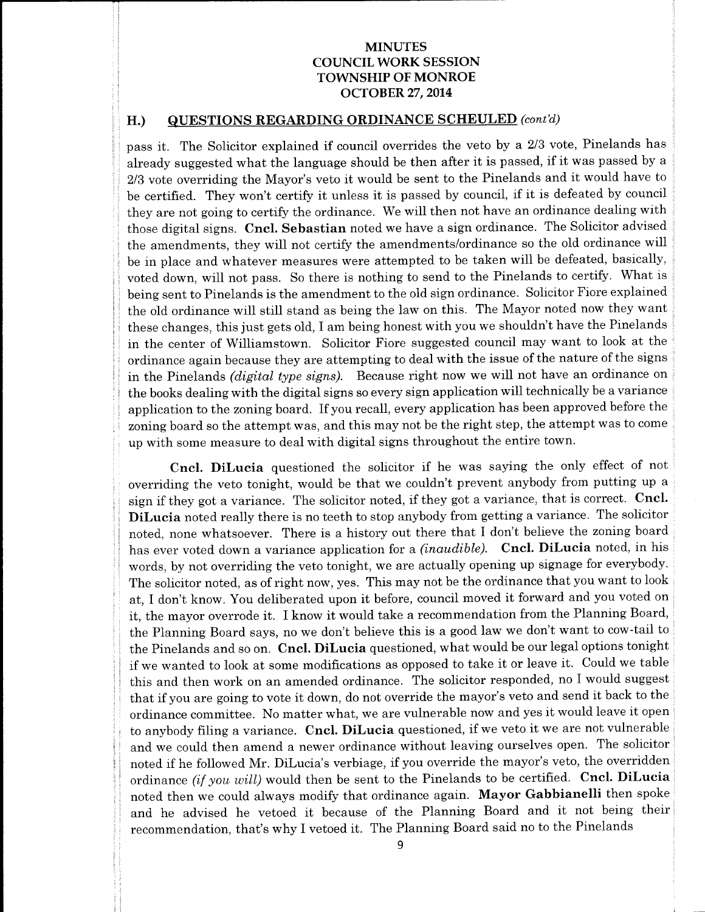## H.) QUESTIONS REGARDING ORDINANCE SCHEULED *(cont'd)*

pass it. The Solicitor explained if council overrides the veto by a 2/3 vote, Pinelands has already suggested what the language should be then after it is passed, if it was passed by a 2/3 vote overriding the Mayor's veto it would be sent to the Pinelands and it would have to be certified. They won't certify it unless it is passed by council, if it is defeated by council they are not going to certify the ordinance. We will then not have an ordinance dealing with those digital signs. **Cncl. Sebastian** noted we have a sign ordinance. The Solicitor advised the amendments, they will not certify the amendments/ordinance so the old ordinance will be in place and whatever measures were attempted to be taken will be defeated, basically, voted down, will not pass. So there is nothing to send to the Pinelands to certify. What is being sent to Pinelands is the amendment to the old sign ordinance. Solicitor Fiore explained the old ordinance will still stand as being the law on this. The Mayor noted now they want these changes, this just gets old, I am being honest with you we shouldn't have the Pinelands in the center of Williamstown. Solicitor Fiore suggested council may want to look at the ordinance again because they are attempting to deal with the issue of the nature of the signs in the Pinelands *(digital type signs)*. Because right now we will not have an ordinance on the books dealing with the digital signs so every sign application will technically be a variance application to the zoning board. If you recall, every application has been approved before the zoning board so the attempt was, and this may not be the right step, the attempt was to come up with some measure to deal with digital signs throughout the entire town.

**Cncl. DiLucia** questioned the solicitor if he was saying the only effect of not overriding the veto tonight, would be that we couldn't prevent anybody from putting up a sign if they got a variance. The solicitor noted, if they got a variance, that is correct. **Cncl. DiLucia** noted really there is no teeth to stop anybody from getting a variance. The solicitor noted, none whatsoever. There is a history out there that I don't believe the zoning board has ever voted down a variance application for a *(inaudible)*. **Cncl. DiLucia** noted, in his words, by not overriding the veto tonight, we are actually opening up signage for everybody. The solicitor noted, as of right now, yes. This may not be the ordinance that you want to look at, I don't know. You deliberated upon it before, council moved it forward and you voted on it, the mayor overrode it. I know it would take a recommendation from the Planning Board, the Planning Board says, no we don't believe this is a good law we don't want to cow-tail to the Pinelands and so on. **Cncl. DiLucia** questioned, what would be our legal options tonight if we wanted to look at some modifications as opposed to take it or leave it. Could we table this and then work on an amended ordinance. The solicitor responded, no I would suggest that if you are going to vote it down, do not override the mayor's veto and send it back to the ordinance committee. No matter what, we are vulnerable now and yes it would leave it open to anybody filing a variance. **Cncl. DiLucia** questioned, if we veto it we are not vulnerable and we could then amend a newer ordinance without leaving ourselves open. The solicitor noted if he followed Mr. DiLucia's verbiage, if you override the mayor's veto, the overridden ordinance *(if you will)* would then be sent to the Pinelands to be certified. **Cncl. DiLucia** noted then we could always modify that ordinance again. **Mayor Gabbianelli** then spoke and he advised he vetoed it because of the Planning Board and it not being their recommendation, that's why I vetoed it. The Planning Board said no to the Pinelands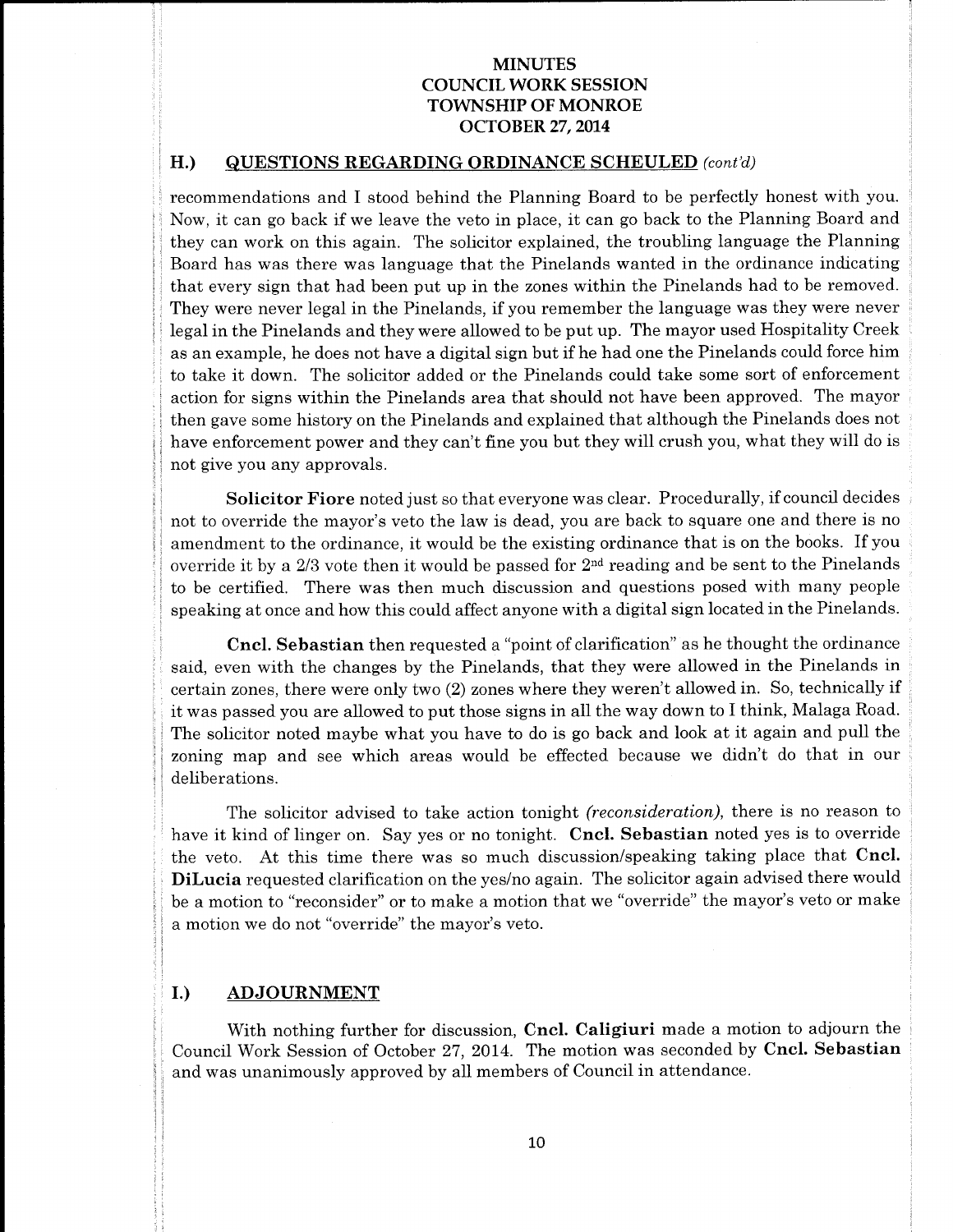## H.) QUESTIONS REGARDING ORDINANCE SCHEULED *(cont'd)*

recommendations and I stood behind the Planning Board to be perfectly honest with you. Now, it can go back if we leave the veto in place, it can go back to the Planning Board and they can work on this again. The solicitor explained, the troubling language the Planning Board has was there was language that the Pinelands wanted in the ordinance indicating that every sign that had been put up in the zones within the Pinelands had to be removed. They were never legal in the Pinelands, if you remember the language was they were never legal in the Pinelands and they were allowed to be put up. The mayor used Hospitality Creek as an example, he does not have a digital sign but if he had one the Pinelands could force him to take it down. The solicitor added or the Pinelands could take some sort of enforcement action for signs within the Pinelands area that should not have been approved. The mayor then gave some history on the Pinelands and explained that although the Pinelands does not have enforcement power and they can't fine you but they will crush you, what they will do is not give you any approvals.

**Solicitor Fiore** noted just so that everyone was clear. Procedurally, if council decides not to override the mayor's veto the law is dead, you are back to square one and there is no amendment to the ordinance, it would be the existing ordinance that is on the books. If you override it by a 2/3 vote then it would be passed for 2nd reading and be sent to the Pinelands to be certified. There was then much discussion and questions posed with many people speaking at once and how this could affect anyone with a digital sign located in the Pinelands.

**Cncl. Sebastian** then requested a "point of clarification" as he thought the ordinance said, even with the changes by the Pinelands, that they were allowed in the Pinelands in certain zones, there were only two (2) zones where they weren't allowed in. So, technically if it was passed you are allowed to put those signs in all the way down to I think, Malaga Road. The solicitor noted maybe what you have to do is go back and look at it again and pull the zoning map and see which areas would be effected because we didn't do that in our deliberations.

The solicitor advised to take action tonight *(reconsideration)*, there is no reason to have it kind of linger on. Say yes or no tonight. **Cncl. Sebastian** noted yes is to override the veto. At this time there was so much discussion/speaking taking place that **Cncl. DiLucia** requested clarification on the yes/no again. The solicitor again advised there would be a motion to "reconsider" or to make a motion that we "override" the mayor's veto or make a motion we do not "override" the mayor's veto.

## I.) ADJOURNMENT

With nothing further for discussion, **Cncl. Caligiuri** made a motion to adjourn the Council Work Session of October 27, 2014. The motion was seconded by **Cncl. Sebastian** and was unanimously approved by all members of Council in attendance.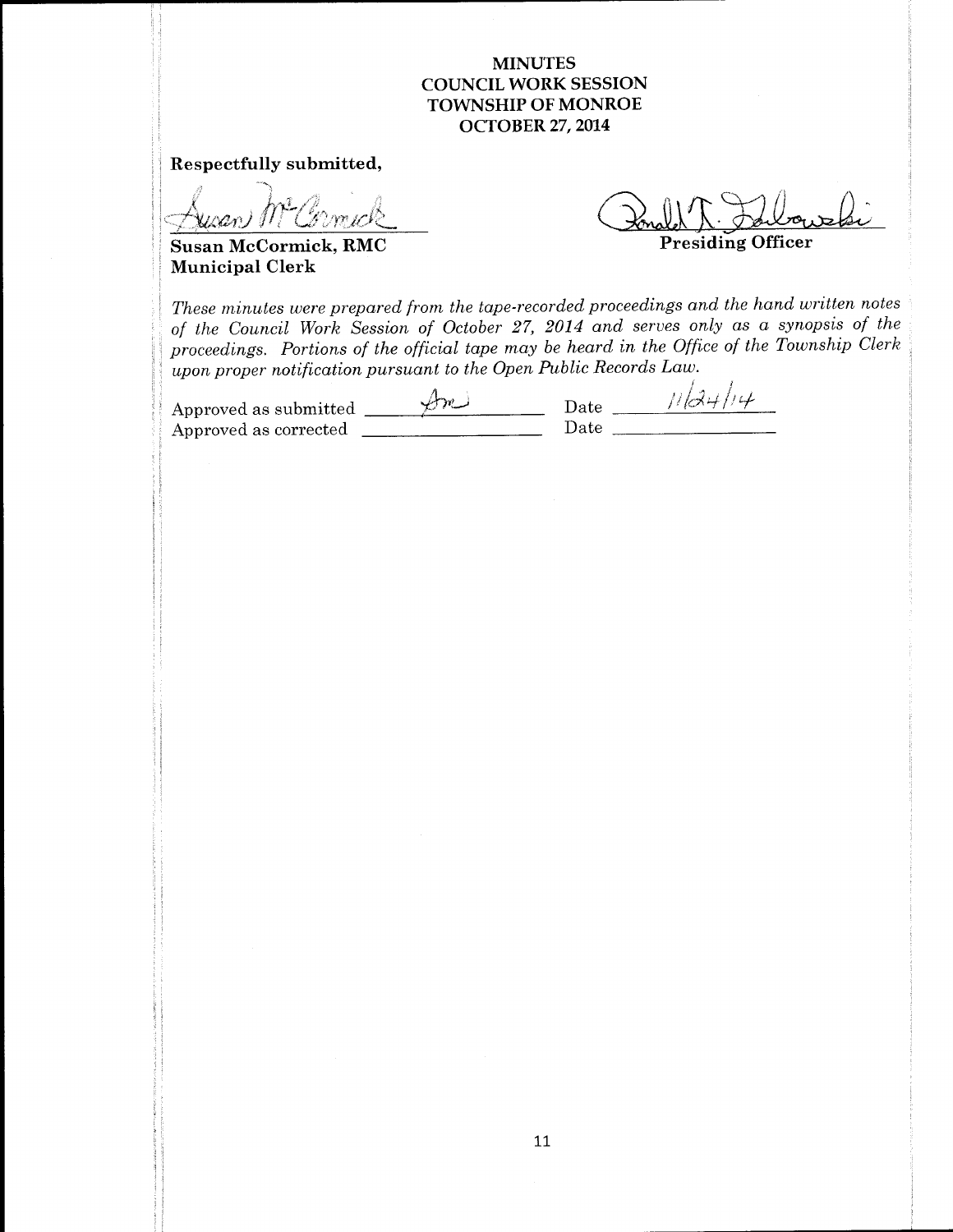**MINUTES**
**COUNCIL WORK SESSION**
**TOWNSHIP OF MONROE**
**OCTOBER 27, 2014**

**Respectfully submitted,**

Susan McCormick

**Susan McCormick, RMC**
**Municipal Clerk**

Ronald T. Dobrowski
**Presiding Officer**

*These minutes were prepared from the tape-recorded proceedings and the hand written notes of the Council Work Session of October 27, 2014 and serves only as a synopsis of the proceedings. Portions of the official tape may be heard in the Office of the Township Clerk upon proper notification pursuant to the Open Public Records Law.*

Approved as submitted ___SM___ Date ___11/24/14___
Approved as corrected ______________ Date ______________